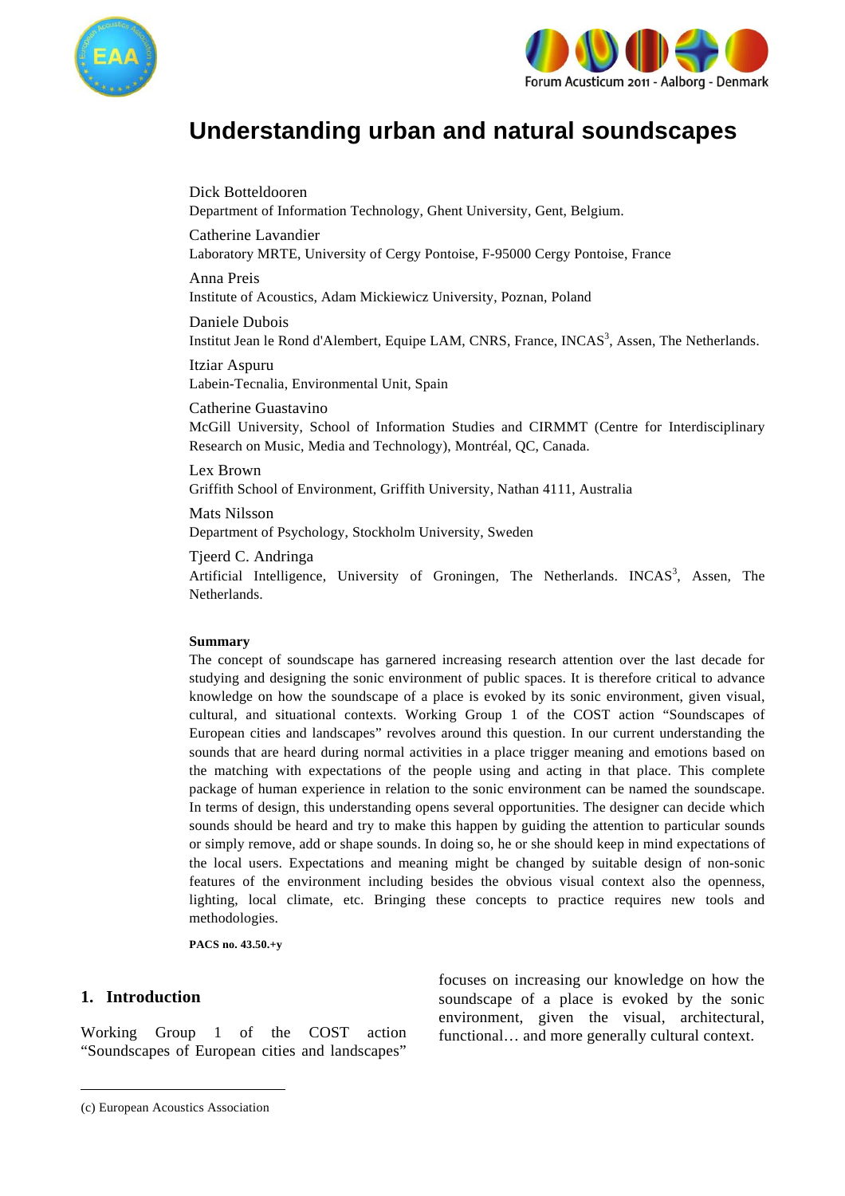# Understanding urban and natural soundscapes

Dick Botteldooren
Department of Information Technology, Ghent University, Gent, Belgium.

Catherine Lavandier
Laboratory MRTE, University of Cergy Pontoise, F-95000 Cergy Pontoise, France

Anna Preis
Institute of Acoustics, Adam Mickiewicz University, Poznan, Poland

Daniele Dubois
Institut Jean le Rond d'Alembert, Equipe LAM, CNRS, France, INCAS[3], Assen, The Netherlands.

Itziar Aspuru
Labein-Tecnalia, Environmental Unit, Spain

Catherine Guastavino
McGill University, School of Information Studies and CIRMMT (Centre for Interdisciplinary Research on Music, Media and Technology), Montréal, QC, Canada.

Lex Brown
Griffith School of Environment, Griffith University, Nathan 4111, Australia

Mats Nilsson
Department of Psychology, Stockholm University, Sweden

Tjeerd C. Andringa
Artificial Intelligence, University of Groningen, The Netherlands. INCAS[3], Assen, The Netherlands.

**Summary**

The concept of soundscape has garnered increasing research attention over the last decade for studying and designing the sonic environment of public spaces. It is therefore critical to advance knowledge on how the soundscape of a place is evoked by its sonic environment, given visual, cultural, and situational contexts. Working Group 1 of the COST action "Soundscapes of European cities and landscapes" revolves around this question. In our current understanding the sounds that are heard during normal activities in a place trigger meaning and emotions based on the matching with expectations of the people using and acting in that place. This complete package of human experience in relation to the sonic environment can be named the soundscape. In terms of design, this understanding opens several opportunities. The designer can decide which sounds should be heard and try to make this happen by guiding the attention to particular sounds or simply remove, add or shape sounds. In doing so, he or she should keep in mind expectations of the local users. Expectations and meaning might be changed by suitable design of non-sonic features of the environment including besides the obvious visual context also the openness, lighting, local climate, etc. Bringing these concepts to practice requires new tools and methodologies.

**PACS no. 43.50.+y**

## 1. Introduction

Working Group 1 of the COST action "Soundscapes of European cities and landscapes" focuses on increasing our knowledge on how the soundscape of a place is evoked by the sonic environment, given the visual, architectural, functional… and more generally cultural context.

(c) European Acoustics Association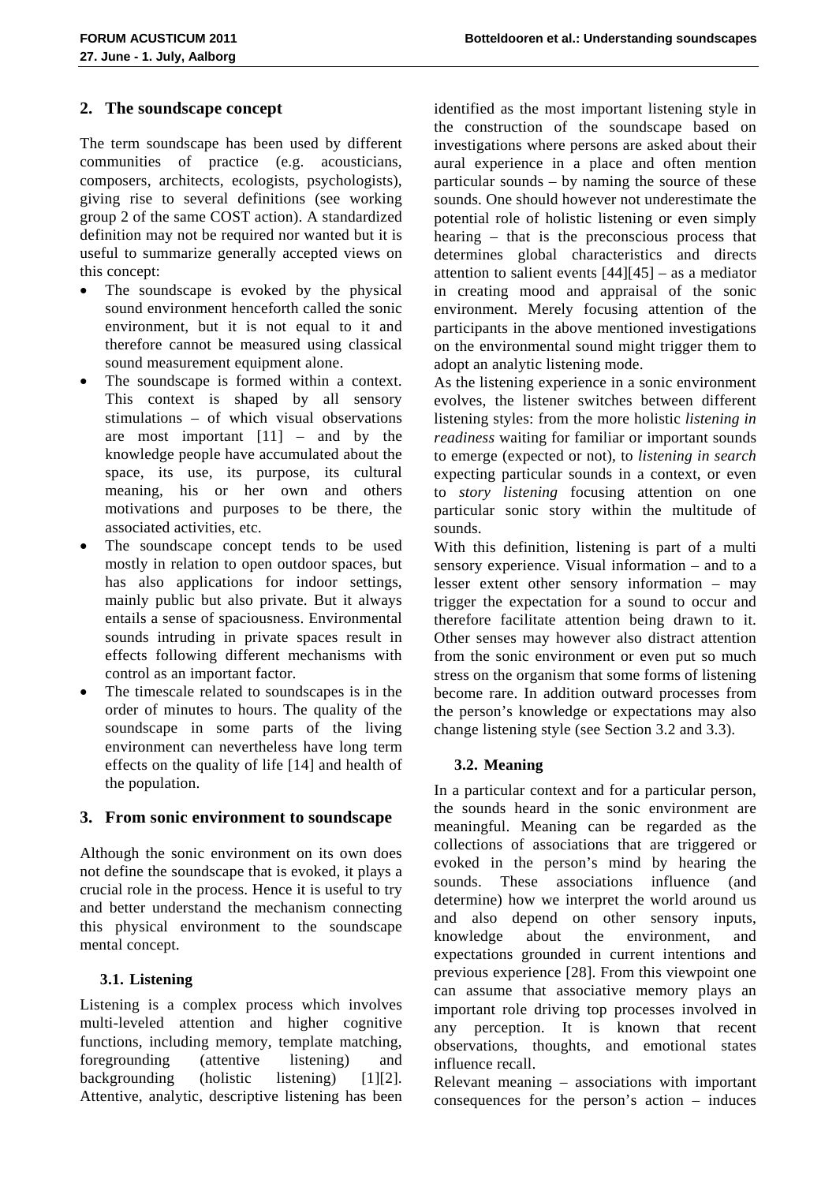## 2. The soundscape concept

The term soundscape has been used by different communities of practice (e.g. acousticians, composers, architects, ecologists, psychologists), giving rise to several definitions (see working group 2 of the same COST action). A standardized definition may not be required nor wanted but it is useful to summarize generally accepted views on this concept:

- The soundscape is evoked by the physical sound environment henceforth called the sonic environment, but it is not equal to it and therefore cannot be measured using classical sound measurement equipment alone.
- The soundscape is formed within a context. This context is shaped by all sensory stimulations – of which visual observations are most important [11] – and by the knowledge people have accumulated about the space, its use, its purpose, its cultural meaning, his or her own and others motivations and purposes to be there, the associated activities, etc.
- The soundscape concept tends to be used mostly in relation to open outdoor spaces, but has also applications for indoor settings, mainly public but also private. But it always entails a sense of spaciousness. Environmental sounds intruding in private spaces result in effects following different mechanisms with control as an important factor.
- The timescale related to soundscapes is in the order of minutes to hours. The quality of the soundscape in some parts of the living environment can nevertheless have long term effects on the quality of life [14] and health of the population.

## 3. From sonic environment to soundscape

Although the sonic environment on its own does not define the soundscape that is evoked, it plays a crucial role in the process. Hence it is useful to try and better understand the mechanism connecting this physical environment to the soundscape mental concept.

### 3.1. Listening

Listening is a complex process which involves multi-leveled attention and higher cognitive functions, including memory, template matching, foregrounding (attentive listening) and backgrounding (holistic listening) [1][2]. Attentive, analytic, descriptive listening has been identified as the most important listening style in the construction of the soundscape based on investigations where persons are asked about their aural experience in a place and often mention particular sounds – by naming the source of these sounds. One should however not underestimate the potential role of holistic listening or even simply hearing – that is the preconscious process that determines global characteristics and directs attention to salient events [44][45] – as a mediator in creating mood and appraisal of the sonic environment. Merely focusing attention of the participants in the above mentioned investigations on the environmental sound might trigger them to adopt an analytic listening mode.

As the listening experience in a sonic environment evolves, the listener switches between different listening styles: from the more holistic *listening in readiness* waiting for familiar or important sounds to emerge (expected or not), to *listening in search* expecting particular sounds in a context, or even to *story listening* focusing attention on one particular sonic story within the multitude of sounds.

With this definition, listening is part of a multi sensory experience. Visual information – and to a lesser extent other sensory information – may trigger the expectation for a sound to occur and therefore facilitate attention being drawn to it. Other senses may however also distract attention from the sonic environment or even put so much stress on the organism that some forms of listening become rare. In addition outward processes from the person's knowledge or expectations may also change listening style (see Section 3.2 and 3.3).

### 3.2. Meaning

In a particular context and for a particular person, the sounds heard in the sonic environment are meaningful. Meaning can be regarded as the collections of associations that are triggered or evoked in the person's mind by hearing the sounds. These associations influence (and determine) how we interpret the world around us and also depend on other sensory inputs, knowledge about the environment, and expectations grounded in current intentions and previous experience [28]. From this viewpoint one can assume that associative memory plays an important role driving top processes involved in any perception. It is known that recent observations, thoughts, and emotional states influence recall.

Relevant meaning – associations with important consequences for the person's action – induces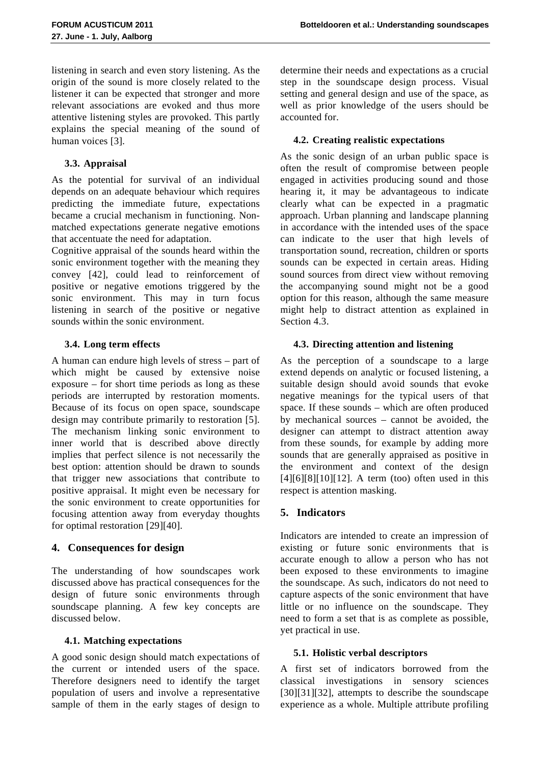listening in search and even story listening. As the origin of the sound is more closely related to the listener it can be expected that stronger and more relevant associations are evoked and thus more attentive listening styles are provoked. This partly explains the special meaning of the sound of human voices [3].

### 3.3. Appraisal

As the potential for survival of an individual depends on an adequate behaviour which requires predicting the immediate future, expectations became a crucial mechanism in functioning. Non-matched expectations generate negative emotions that accentuate the need for adaptation.

Cognitive appraisal of the sounds heard within the sonic environment together with the meaning they convey [42], could lead to reinforcement of positive or negative emotions triggered by the sonic environment. This may in turn focus listening in search of the positive or negative sounds within the sonic environment.

### 3.4. Long term effects

A human can endure high levels of stress – part of which might be caused by extensive noise exposure – for short time periods as long as these periods are interrupted by restoration moments. Because of its focus on open space, soundscape design may contribute primarily to restoration [5]. The mechanism linking sonic environment to inner world that is described above directly implies that perfect silence is not necessarily the best option: attention should be drawn to sounds that trigger new associations that contribute to positive appraisal. It might even be necessary for the sonic environment to create opportunities for focusing attention away from everyday thoughts for optimal restoration [29][40].

## 4. Consequences for design

The understanding of how soundscapes work discussed above has practical consequences for the design of future sonic environments through soundscape planning. A few key concepts are discussed below.

### 4.1. Matching expectations

A good sonic design should match expectations of the current or intended users of the space. Therefore designers need to identify the target population of users and involve a representative sample of them in the early stages of design to determine their needs and expectations as a crucial step in the soundscape design process. Visual setting and general design and use of the space, as well as prior knowledge of the users should be accounted for.

### 4.2. Creating realistic expectations

As the sonic design of an urban public space is often the result of compromise between people engaged in activities producing sound and those hearing it, it may be advantageous to indicate clearly what can be expected in a pragmatic approach. Urban planning and landscape planning in accordance with the intended uses of the space can indicate to the user that high levels of transportation sound, recreation, children or sports sounds can be expected in certain areas. Hiding sound sources from direct view without removing the accompanying sound might not be a good option for this reason, although the same measure might help to distract attention as explained in Section 4.3.

### 4.3. Directing attention and listening

As the perception of a soundscape to a large extend depends on analytic or focused listening, a suitable design should avoid sounds that evoke negative meanings for the typical users of that space. If these sounds – which are often produced by mechanical sources – cannot be avoided, the designer can attempt to distract attention away from these sounds, for example by adding more sounds that are generally appraised as positive in the environment and context of the design [4][6][8][10][12]. A term (too) often used in this respect is attention masking.

## 5. Indicators

Indicators are intended to create an impression of existing or future sonic environments that is accurate enough to allow a person who has not been exposed to these environments to imagine the soundscape. As such, indicators do not need to capture aspects of the sonic environment that have little or no influence on the soundscape. They need to form a set that is as complete as possible, yet practical in use.

### 5.1. Holistic verbal descriptors

A first set of indicators borrowed from the classical investigations in sensory sciences [30][31][32], attempts to describe the soundscape experience as a whole. Multiple attribute profiling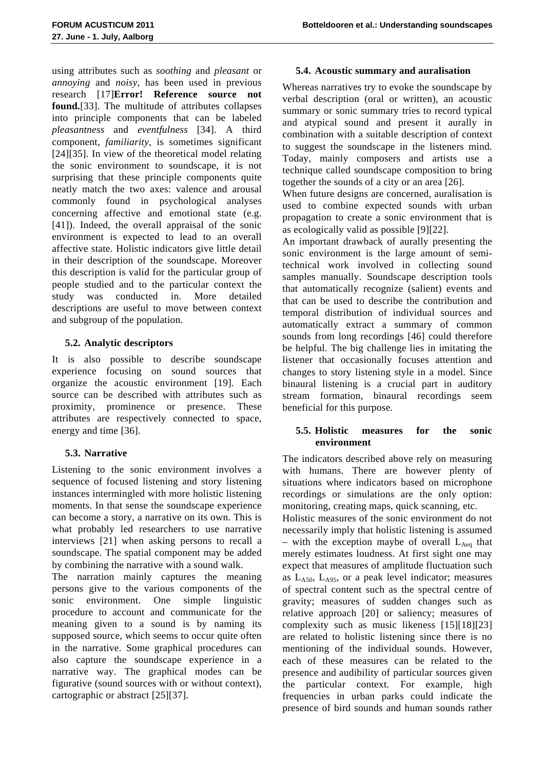using attributes such as *soothing* and *pleasant* or *annoying* and *noisy*, has been used in previous research [17]**Error! Reference source not found.**[33]. The multitude of attributes collapses into principle components that can be labeled *pleasantness* and *eventfulness* [34]. A third component, *familiarity*, is sometimes significant [24][35]. In view of the theoretical model relating the sonic environment to soundscape, it is not surprising that these principle components quite neatly match the two axes: valence and arousal commonly found in psychological analyses concerning affective and emotional state (e.g. [41]). Indeed, the overall appraisal of the sonic environment is expected to lead to an overall affective state. Holistic indicators give little detail in their description of the soundscape. Moreover this description is valid for the particular group of people studied and to the particular context the study was conducted in. More detailed descriptions are useful to move between context and subgroup of the population.

### 5.2. Analytic descriptors

It is also possible to describe soundscape experience focusing on sound sources that organize the acoustic environment [19]. Each source can be described with attributes such as proximity, prominence or presence. These attributes are respectively connected to space, energy and time [36].

### 5.3. Narrative

Listening to the sonic environment involves a sequence of focused listening and story listening instances intermingled with more holistic listening moments. In that sense the soundscape experience can become a story, a narrative on its own. This is what probably led researchers to use narrative interviews [21] when asking persons to recall a soundscape. The spatial component may be added by combining the narrative with a sound walk.

The narration mainly captures the meaning persons give to the various components of the sonic environment. One simple linguistic procedure to account and communicate for the meaning given to a sound is by naming its supposed source, which seems to occur quite often in the narrative. Some graphical procedures can also capture the soundscape experience in a narrative way. The graphical modes can be figurative (sound sources with or without context), cartographic or abstract [25][37].

### 5.4. Acoustic summary and auralisation

Whereas narratives try to evoke the soundscape by verbal description (oral or written), an acoustic summary or sonic summary tries to record typical and atypical sound and present it aurally in combination with a suitable description of context to suggest the soundscape in the listeners mind. Today, mainly composers and artists use a technique called soundscape composition to bring together the sounds of a city or an area [26].

When future designs are concerned, auralisation is used to combine expected sounds with urban propagation to create a sonic environment that is as ecologically valid as possible [9][22].

An important drawback of aurally presenting the sonic environment is the large amount of semi-technical work involved in collecting sound samples manually. Soundscape description tools that automatically recognize (salient) events and that can be used to describe the contribution and temporal distribution of individual sources and automatically extract a summary of common sounds from long recordings [46] could therefore be helpful. The big challenge lies in imitating the listener that occasionally focuses attention and changes to story listening style in a model. Since binaural listening is a crucial part in auditory stream formation, binaural recordings seem beneficial for this purpose.

### 5.5. Holistic measures for the sonic environment

The indicators described above rely on measuring with humans. There are however plenty of situations where indicators based on microphone recordings or simulations are the only option: monitoring, creating maps, quick scanning, etc.

Holistic measures of the sonic environment do not necessarily imply that holistic listening is assumed – with the exception maybe of overall $L_{Aeq}$ that merely estimates loudness. At first sight one may expect that measures of amplitude fluctuation such as $L_{A50}$, $L_{A95}$, or a peak level indicator; measures of spectral content such as the spectral centre of gravity; measures of sudden changes such as relative approach [20] or saliency; measures of complexity such as music likeness [15][18][23] are related to holistic listening since there is no mentioning of the individual sounds. However, each of these measures can be related to the presence and audibility of particular sources given the particular context. For example, high frequencies in urban parks could indicate the presence of bird sounds and human sounds rather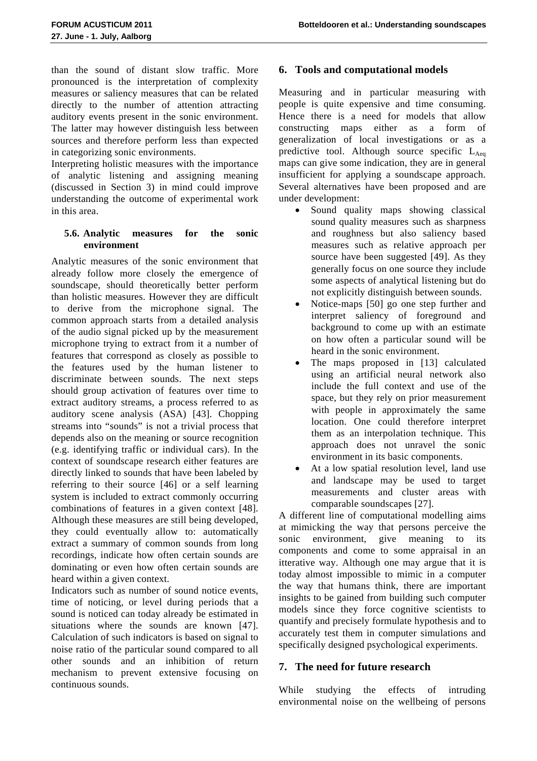than the sound of distant slow traffic. More pronounced is the interpretation of complexity measures or saliency measures that can be related directly to the number of attention attracting auditory events present in the sonic environment. The latter may however distinguish less between sources and therefore perform less than expected in categorizing sonic environments.

Interpreting holistic measures with the importance of analytic listening and assigning meaning (discussed in Section 3) in mind could improve understanding the outcome of experimental work in this area.

### 5.6. Analytic measures for the sonic environment

Analytic measures of the sonic environment that already follow more closely the emergence of soundscape, should theoretically better perform than holistic measures. However they are difficult to derive from the microphone signal. The common approach starts from a detailed analysis of the audio signal picked up by the measurement microphone trying to extract from it a number of features that correspond as closely as possible to the features used by the human listener to discriminate between sounds. The next steps should group activation of features over time to extract auditory streams, a process referred to as auditory scene analysis (ASA) [43]. Chopping streams into "sounds" is not a trivial process that depends also on the meaning or source recognition (e.g. identifying traffic or individual cars). In the context of soundscape research either features are directly linked to sounds that have been labeled by referring to their source [46] or a self learning system is included to extract commonly occurring combinations of features in a given context [48]. Although these measures are still being developed, they could eventually allow to: automatically extract a summary of common sounds from long recordings, indicate how often certain sounds are dominating or even how often certain sounds are heard within a given context.

Indicators such as number of sound notice events, time of noticing, or level during periods that a sound is noticed can today already be estimated in situations where the sounds are known [47]. Calculation of such indicators is based on signal to noise ratio of the particular sound compared to all other sounds and an inhibition of return mechanism to prevent extensive focusing on continuous sounds.

## 6. Tools and computational models

Measuring and in particular measuring with people is quite expensive and time consuming. Hence there is a need for models that allow constructing maps either as a form of generalization of local investigations or as a predictive tool. Although source specific $L_{Aeq}$ maps can give some indication, they are in general insufficient for applying a soundscape approach. Several alternatives have been proposed and are under development:

- Sound quality maps showing classical sound quality measures such as sharpness and roughness but also saliency based measures such as relative approach per source have been suggested [49]. As they generally focus on one source they include some aspects of analytical listening but do not explicitly distinguish between sounds.
- Notice-maps [50] go one step further and interpret saliency of foreground and background to come up with an estimate on how often a particular sound will be heard in the sonic environment.
- The maps proposed in [13] calculated using an artificial neural network also include the full context and use of the space, but they rely on prior measurement with people in approximately the same location. One could therefore interpret them as an interpolation technique. This approach does not unravel the sonic environment in its basic components.
- At a low spatial resolution level, land use and landscape may be used to target measurements and cluster areas with comparable soundscapes [27].

A different line of computational modelling aims at mimicking the way that persons perceive the sonic environment, give meaning to its components and come to some appraisal in an itterative way. Although one may argue that it is today almost impossible to mimic in a computer the way that humans think, there are important insights to be gained from building such computer models since they force cognitive scientists to quantify and precisely formulate hypothesis and to accurately test them in computer simulations and specifically designed psychological experiments.

## 7. The need for future research

While studying the effects of intruding environmental noise on the wellbeing of persons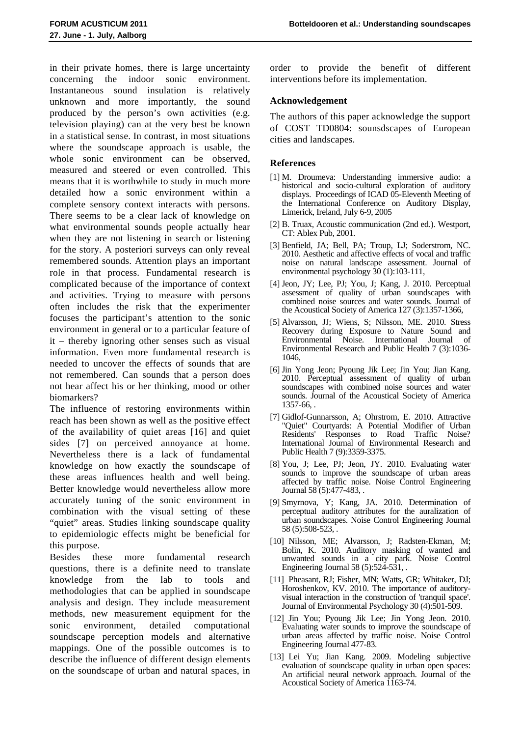in their private homes, there is large uncertainty concerning the indoor sonic environment. Instantaneous sound insulation is relatively unknown and more importantly, the sound produced by the person's own activities (e.g. television playing) can at the very best be known in a statistical sense. In contrast, in most situations where the soundscape approach is usable, the whole sonic environment can be observed, measured and steered or even controlled. This means that it is worthwhile to study in much more detailed how a sonic environment within a complete sensory context interacts with persons. There seems to be a clear lack of knowledge on what environmental sounds people actually hear when they are not listening in search or listening for the story. A posteriori surveys can only reveal remembered sounds. Attention plays an important role in that process. Fundamental research is complicated because of the importance of context and activities. Trying to measure with persons often includes the risk that the experimenter focuses the participant's attention to the sonic environment in general or to a particular feature of it – thereby ignoring other senses such as visual information. Even more fundamental research is needed to uncover the effects of sounds that are not remembered. Can sounds that a person does not hear affect his or her thinking, mood or other biomarkers?

The influence of restoring environments within reach has been shown as well as the positive effect of the availability of quiet areas [16] and quiet sides [7] on perceived annoyance at home. Nevertheless there is a lack of fundamental knowledge on how exactly the soundscape of these areas influences health and well being. Better knowledge would nevertheless allow more accurately tuning of the sonic environment in combination with the visual setting of these "quiet" areas. Studies linking soundscape quality to epidemiologic effects might be beneficial for this purpose.

Besides these more fundamental research questions, there is a definite need to translate knowledge from the lab to tools and methodologies that can be applied in soundscape analysis and design. They include measurement methods, new measurement equipment for the sonic environment, detailed computational soundscape perception models and alternative mappings. One of the possible outcomes is to describe the influence of different design elements on the soundscape of urban and natural spaces, in order to provide the benefit of different interventions before its implementation.

## Acknowledgement

The authors of this paper acknowledge the support of COST TD0804: sounsdscapes of European cities and landscapes.

## References

[1] M. Droumeva: Understanding immersive audio: a historical and socio-cultural exploration of auditory displays. Proceedings of ICAD 05-Eleventh Meeting of the International Conference on Auditory Display, Limerick, Ireland, July 6-9, 2005

[2] B. Truax, Acoustic communication (2nd ed.). Westport, CT: Ablex Pub, 2001.

[3] Benfield, JA; Bell, PA; Troup, LJ; Soderstrom, NC. 2010. Aesthetic and affective effects of vocal and traffic noise on natural landscape assessment. Journal of environmental psychology 30 (1):103-111,

[4] Jeon, JY; Lee, PJ; You, J; Kang, J. 2010. Perceptual assessment of quality of urban soundscapes with combined noise sources and water sounds. Journal of the Acoustical Society of America 127 (3):1357-1366,

[5] Alvarsson, JJ; Wiens, S; Nilsson, ME. 2010. Stress Recovery during Exposure to Nature Sound and Environmental Noise. International Journal of Environmental Research and Public Health 7 (3):1036-1046,

[6] Jin Yong Jeon; Pyoung Jik Lee; Jin You; Jian Kang. 2010. Perceptual assessment of quality of urban soundscapes with combined noise sources and water sounds. Journal of the Acoustical Society of America 1357-66, .

[7] Gidlof-Gunnarsson, A; Ohrstrom, E. 2010. Attractive "Quiet" Courtyards: A Potential Modifier of Urban Residents' Responses to Road Traffic Noise? International Journal of Environmental Research and Public Health 7 (9):3359-3375.

[8] You, J; Lee, PJ; Jeon, JY. 2010. Evaluating water sounds to improve the soundscape of urban areas affected by traffic noise. Noise Control Engineering Journal 58 (5):477-483, .

[9] Smyrnova, Y; Kang, JA. 2010. Determination of perceptual auditory attributes for the auralization of urban soundscapes. Noise Control Engineering Journal 58 (5):508-523, .

[10] Nilsson, ME; Alvarsson, J; Radsten-Ekman, M; Bolin, K. 2010. Auditory masking of wanted and unwanted sounds in a city park. Noise Control Engineering Journal 58 (5):524-531, .

[11] Pheasant, RJ; Fisher, MN; Watts, GR; Whitaker, DJ; Horoshenkov, KV. 2010. The importance of auditory-visual interaction in the construction of 'tranquil space'. Journal of Environmental Psychology 30 (4):501-509.

[12] Jin You; Pyoung Jik Lee; Jin Yong Jeon. 2010. Evaluating water sounds to improve the soundscape of urban areas affected by traffic noise. Noise Control Engineering Journal 477-83.

[13] Lei Yu; Jian Kang. 2009. Modeling subjective evaluation of soundscape quality in urban open spaces: An artificial neural network approach. Journal of the Acoustical Society of America 1163-74.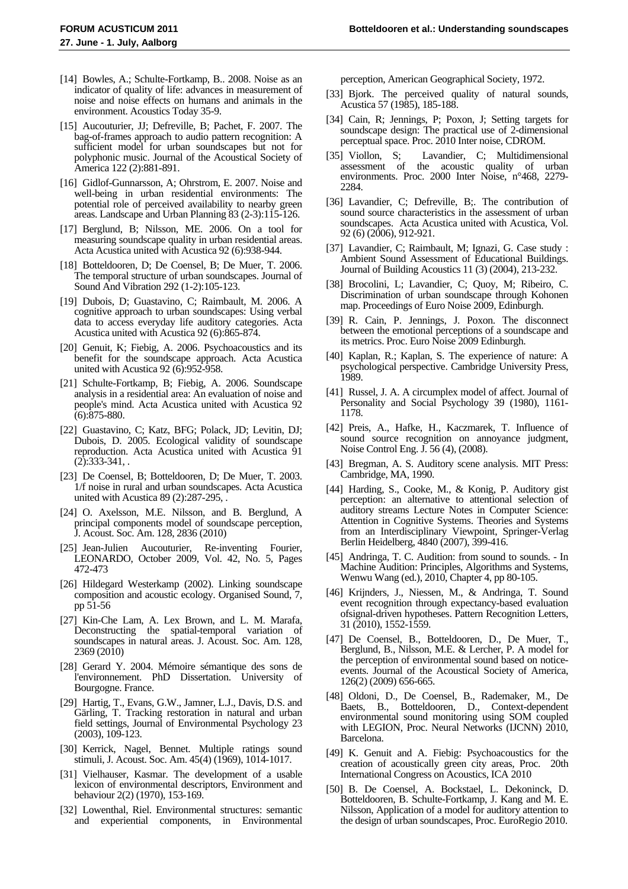[14] Bowles, A.; Schulte-Fortkamp, B.. 2008. Noise as an indicator of quality of life: advances in measurement of noise and noise effects on humans and animals in the environment. Acoustics Today 35-9.

[15] Aucouturier, JJ; Defreville, B; Pachet, F. 2007. The bag-of-frames approach to audio pattern recognition: A sufficient model for urban soundscapes but not for polyphonic music. Journal of the Acoustical Society of America 122 (2):881-891.

[16] Gidlof-Gunnarsson, A; Ohrstrom, E. 2007. Noise and well-being in urban residential environments: The potential role of perceived availability to nearby green areas. Landscape and Urban Planning 83 (2-3):115-126.

[17] Berglund, B; Nilsson, ME. 2006. On a tool for measuring soundscape quality in urban residential areas. Acta Acustica united with Acustica 92 (6):938-944.

[18] Botteldooren, D; De Coensel, B; De Muer, T. 2006. The temporal structure of urban soundscapes. Journal of Sound And Vibration 292 (1-2):105-123.

[19] Dubois, D; Guastavino, C; Raimbault, M. 2006. A cognitive approach to urban soundscapes: Using verbal data to access everyday life auditory categories. Acta Acustica united with Acustica 92 (6):865-874.

[20] Genuit, K; Fiebig, A. 2006. Psychoacoustics and its benefit for the soundscape approach. Acta Acustica united with Acustica 92 (6):952-958.

[21] Schulte-Fortkamp, B; Fiebig, A. 2006. Soundscape analysis in a residential area: An evaluation of noise and people's mind. Acta Acustica united with Acustica 92 (6):875-880.

[22] Guastavino, C; Katz, BFG; Polack, JD; Levitin, DJ; Dubois, D. 2005. Ecological validity of soundscape reproduction. Acta Acustica united with Acustica 91 (2):333-341, .

[23] De Coensel, B; Botteldooren, D; De Muer, T. 2003. 1/f noise in rural and urban soundscapes. Acta Acustica united with Acustica 89 (2):287-295, .

[24] O. Axelsson, M.E. Nilsson, and B. Berglund, A principal components model of soundscape perception, J. Acoust. Soc. Am. 128, 2836 (2010)

[25] Jean-Julien Aucouturier, Re-inventing Fourier, LEONARDO, October 2009, Vol. 42, No. 5, Pages 472-473

[26] Hildegard Westerkamp (2002). Linking soundscape composition and acoustic ecology. Organised Sound, 7, pp 51-56

[27] Kin-Che Lam, A. Lex Brown, and L. M. Marafa, Deconstructing the spatial-temporal variation of soundscapes in natural areas. J. Acoust. Soc. Am. 128, 2369 (2010)

[28] Gerard Y. 2004. Mémoire sémantique des sons de l'environnement. PhD Dissertation. University of Bourgogne. France.

[29] Hartig, T., Evans, G.W., Jamner, L.J., Davis, D.S. and Gärling, T. Tracking restoration in natural and urban field settings, Journal of Environmental Psychology 23 (2003), 109-123.

[30] Kerrick, Nagel, Bennet. Multiple ratings sound stimuli, J. Acoust. Soc. Am. 45(4) (1969), 1014-1017.

[31] Vielhauser, Kasmar. The development of a usable lexicon of environmental descriptors, Environment and behaviour 2(2) (1970), 153-169.

[32] Lowenthal, Riel. Environmental structures: semantic and experiential components, in Environmental perception, American Geographical Society, 1972.

[33] Bjork. The perceived quality of natural sounds, Acustica 57 (1985), 185-188.

[34] Cain, R; Jennings, P; Poxon, J; Setting targets for soundscape design: The practical use of 2-dimensional perceptual space. Proc. 2010 Inter noise, CDROM.

[35] Viollon, S; Lavandier, C; Multidimensional assessment of the acoustic quality of urban environments. Proc. 2000 Inter Noise, n°468, 2279-2284.

[36] Lavandier, C; Defreville, B;. The contribution of sound source characteristics in the assessment of urban soundscapes. Acta Acustica united with Acustica, Vol. 92 (6) (2006), 912-921.

[37] Lavandier, C; Raimbault, M; Ignazi, G. Case study : Ambient Sound Assessment of Educational Buildings. Journal of Building Acoustics 11 (3) (2004), 213-232.

[38] Brocolini, L; Lavandier, C; Quoy, M; Ribeiro, C. Discrimination of urban soundscape through Kohonen map. Proceedings of Euro Noise 2009, Edinburgh.

[39] R. Cain, P. Jennings, J. Poxon. The disconnect between the emotional perceptions of a soundscape and its metrics. Proc. Euro Noise 2009 Edinburgh.

[40] Kaplan, R.; Kaplan, S. The experience of nature: A psychological perspective. Cambridge University Press, 1989.

[41] Russel, J. A. A circumplex model of affect. Journal of Personality and Social Psychology 39 (1980), 1161-1178.

[42] Preis, A., Hafke, H., Kaczmarek, T. Influence of sound source recognition on annoyance judgment, Noise Control Eng. J. 56 (4), (2008).

[43] Bregman, A. S. Auditory scene analysis. MIT Press: Cambridge, MA, 1990.

[44] Harding, S., Cooke, M., & Konig, P. Auditory gist perception: an alternative to attentional selection of auditory streams Lecture Notes in Computer Science: Attention in Cognitive Systems. Theories and Systems from an Interdisciplinary Viewpoint, Springer-Verlag Berlin Heidelberg, 4840 (2007), 399-416.

[45] Andringa, T. C. Audition: from sound to sounds. - In Machine Audition: Principles, Algorithms and Systems, Wenwu Wang (ed.), 2010, Chapter 4, pp 80-105.

[46] Krijnders, J., Niessen, M., & Andringa, T. Sound event recognition through expectancy-based evaluation ofsignal-driven hypotheses. Pattern Recognition Letters, 31 (2010), 1552-1559.

[47] De Coensel, B., Botteldooren, D., De Muer, T., Berglund, B., Nilsson, M.E. & Lercher, P. A model for the perception of environmental sound based on notice-events. Journal of the Acoustical Society of America, 126(2) (2009) 656-665.

[48] Oldoni, D., De Coensel, B., Rademaker, M., De Baets, B., Botteldooren, D., Context-dependent environmental sound monitoring using SOM coupled with LEGION, Proc. Neural Networks (IJCNN) 2010, Barcelona.

[49] K. Genuit and A. Fiebig: Psychoacoustics for the creation of acoustically green city areas, Proc. 20th International Congress on Acoustics, ICA 2010

[50] B. De Coensel, A. Bockstael, L. Dekoninck, D. Botteldooren, B. Schulte-Fortkamp, J. Kang and M. E. Nilsson, Application of a model for auditory attention to the design of urban soundscapes, Proc. EuroRegio 2010.